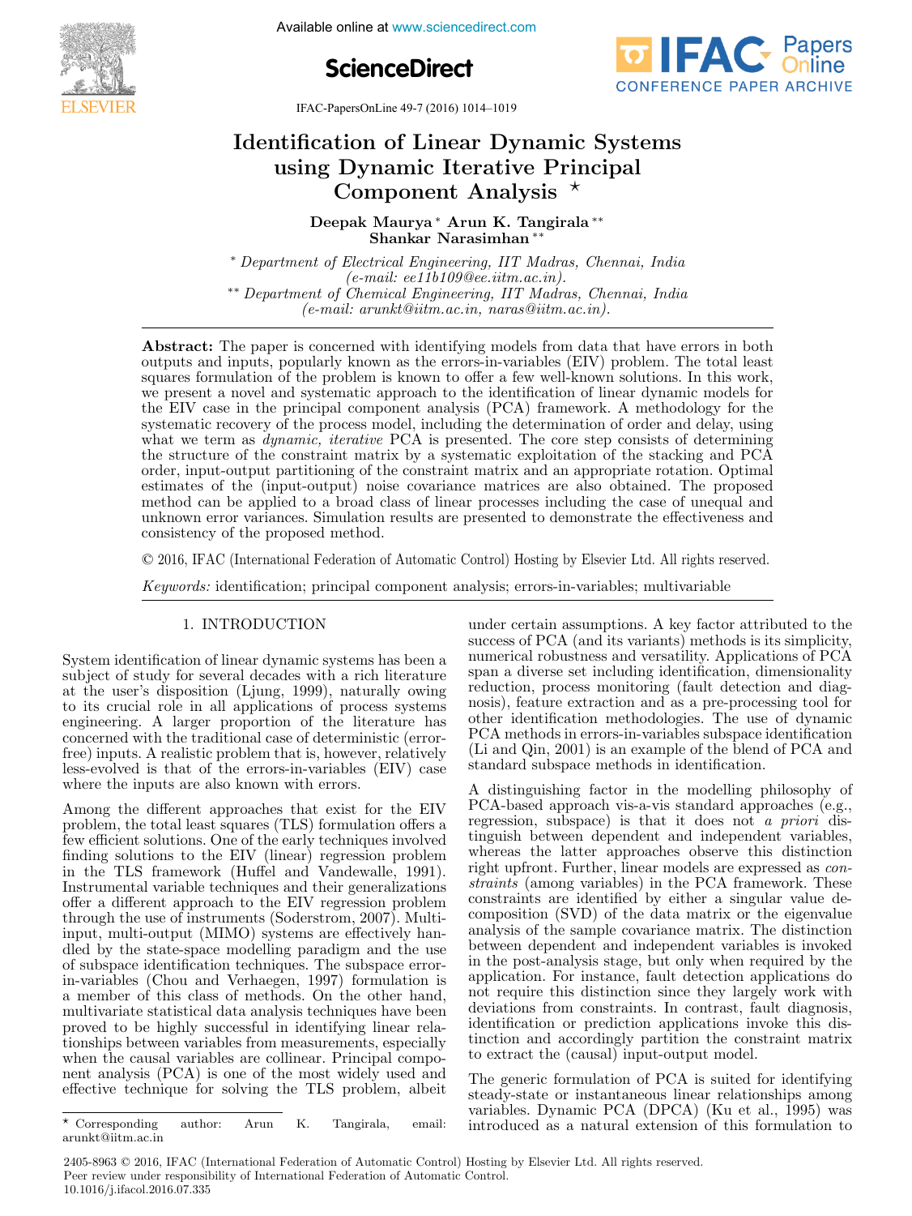# Identification of Linear Dynamic Systems using Dynamic Iterative Principal Component Analysis ⋆

**Deepak Maurya** * **Arun K. Tangirala** ** **Shankar Narasimhan** **

* *Department of Electrical Engineering, IIT Madras, Chennai, India (e-mail: ee11b109@ee.iitm.ac.in).*

** *Department of Chemical Engineering, IIT Madras, Chennai, India (e-mail: arunkt@iitm.ac.in, naras@iitm.ac.in).*

**Abstract:** The paper is concerned with identifying models from data that have errors in both outputs and inputs, popularly known as the errors-in-variables (EIV) problem. The total least squares formulation of the problem is known to offer a few well-known solutions. In this work, we present a novel and systematic approach to the identification of linear dynamic models for the EIV case in the principal component analysis (PCA) framework. A methodology for the systematic recovery of the process model, including the determination of order and delay, using what we term as *dynamic, iterative* PCA is presented. The core step consists of determining the structure of the constraint matrix by a systematic exploitation of the stacking and PCA order, input-output partitioning of the constraint matrix and an appropriate rotation. Optimal estimates of the (input-output) noise covariance matrices are also obtained. The proposed method can be applied to a broad class of linear processes including the case of unequal and unknown error variances. Simulation results are presented to demonstrate the effectiveness and consistency of the proposed method.

© 2016, IFAC (International Federation of Automatic Control) Hosting by Elsevier Ltd. All rights reserved.

*Keywords:* identification; principal component analysis; errors-in-variables; multivariable

## 1. INTRODUCTION

System identification of linear dynamic systems has been a subject of study for several decades with a rich literature at the user's disposition (Ljung, 1999), naturally owing to its crucial role in all applications of process systems engineering. A larger proportion of the literature has concerned with the traditional case of deterministic (error-free) inputs. A realistic problem that is, however, relatively less-evolved is that of the errors-in-variables (EIV) case where the inputs are also known with errors.

Among the different approaches that exist for the EIV problem, the total least squares (TLS) formulation offers a few efficient solutions. One of the early techniques involved finding solutions to the EIV (linear) regression problem in the TLS framework (Huffel and Vandewalle, 1991). Instrumental variable techniques and their generalizations offer a different approach to the EIV regression problem through the use of instruments (Soderstrom, 2007). Multi-input, multi-output (MIMO) systems are effectively handled by the state-space modelling paradigm and the use of subspace identification techniques. The subspace errors-in-variables (Chou and Verhaegen, 1997) formulation is a member of this class of methods. On the other hand, multivariate statistical data analysis techniques have been proved to be highly successful in identifying linear relationships between variables from measurements, especially when the causal variables are collinear. Principal component analysis (PCA) is one of the most widely used and effective technique for solving the TLS problem, albeit under certain assumptions. A key factor attributed to the success of PCA (and its variants) methods is its simplicity, numerical robustness and versatility. Applications of PCA span a diverse set including identification, dimensionality reduction, process monitoring (fault detection and diagnosis), feature extraction and as a pre-processing tool for other identification methodologies. The use of dynamic PCA methods in errors-in-variables subspace identification (Li and Qin, 2001) is an example of the blend of PCA and standard subspace methods in identification.

A distinguishing factor in the modelling philosophy of PCA-based approach vis-a-vis standard approaches (e.g., regression, subspace) is that it does not *a priori* distinguish between dependent and independent variables, whereas the latter approaches observe this distinction right upfront. Further, linear models are expressed as *constraints* (among variables) in the PCA framework. These constraints are identified by either a singular value decomposition (SVD) of the data matrix or the eigenvalue analysis of the sample covariance matrix. The distinction between dependent and independent variables is invoked in the post-analysis stage, but only when required by the application. For instance, fault detection applications do not require this distinction since they largely work with deviations from constraints. In contrast, fault diagnosis, identification or prediction applications invoke this distinction and accordingly partition the constraint matrix to extract the (causal) input-output model.

The generic formulation of PCA is suited for identifying steady-state or instantaneous linear relationships among variables. Dynamic PCA (DPCA) (Ku et al., 1995) was introduced as a natural extension of this formulation to

⋆ Corresponding author: Arun K. Tangirala, email: arunkt@iitm.ac.in

2405-8963 © 2016, IFAC (International Federation of Automatic Control) Hosting by Elsevier Ltd. All rights reserved.
Peer review under responsibility of International Federation of Automatic Control.
10.1016/j.ifacol.2016.07.335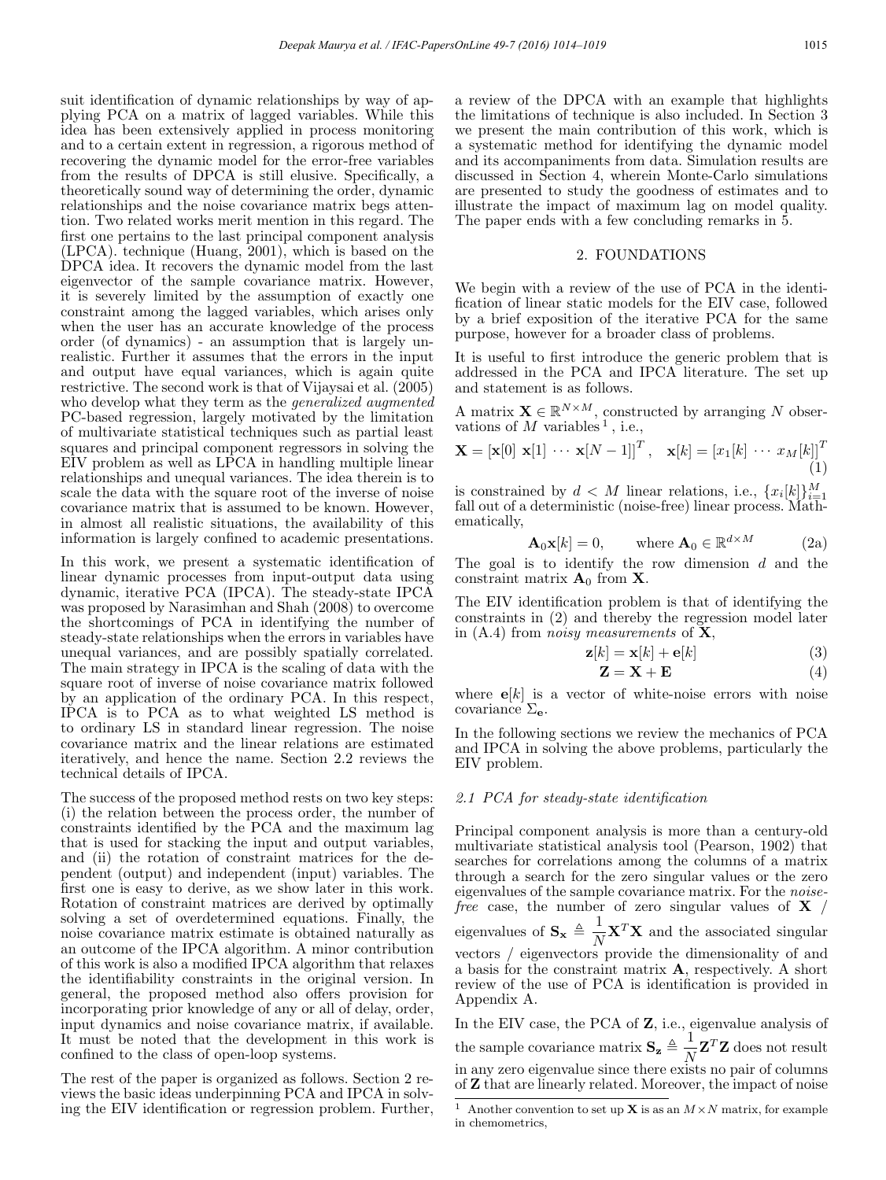suit identification of dynamic relationships by way of applying PCA on a matrix of lagged variables. While this idea has been extensively applied in process monitoring and to a certain extent in regression, a rigorous method of recovering the dynamic model for the error-free variables from the results of DPCA is still elusive. Specifically, a theoretically sound way of determining the order, dynamic relationships and the noise covariance matrix begs attention. Two related works merit mention in this regard. The first one pertains to the last principal component analysis (LPCA). technique (Huang, 2001), which is based on the DPCA idea. It recovers the dynamic model from the last eigenvector of the sample covariance matrix. However, it is severely limited by the assumption of exactly one constraint among the lagged variables, which arises only when the user has an accurate knowledge of the process order (of dynamics) - an assumption that is largely unrealistic. Further it assumes that the errors in the input and output have equal variances, which is again quite restrictive. The second work is that of Vijaysai et al. (2005) who develop what they term as the *generalized augmented* PC-based regression, largely motivated by the limitation of multivariate statistical techniques such as partial least squares and principal component regressors in solving the EIV problem as well as LPCA in handling multiple linear relationships and unequal variances. The idea therein is to scale the data with the square root of the inverse of noise covariance matrix that is assumed to be known. However, in almost all realistic situations, the availability of this information is largely confined to academic presentations.

In this work, we present a systematic identification of linear dynamic processes from input-output data using dynamic, iterative PCA (IPCA). The steady-state IPCA was proposed by Narasimhan and Shah (2008) to overcome the shortcomings of PCA in identifying the number of steady-state relationships when the errors in variables have unequal variances, and are possibly spatially correlated. The main strategy in IPCA is the scaling of data with the square root of inverse of noise covariance matrix followed by an application of the ordinary PCA. In this respect, IPCA is to PCA as to what weighted LS method is to ordinary LS in standard linear regression. The noise covariance matrix and the linear relations are estimated iteratively, and hence the name. Section 2.2 reviews the technical details of IPCA.

The success of the proposed method rests on two key steps: (i) the relation between the process order, the number of constraints identified by the PCA and the maximum lag that is used for stacking the input and output variables, and (ii) the rotation of constraint matrices for the dependent (output) and independent (input) variables. The first one is easy to derive, as we show later in this work. Rotation of constraint matrices are derived by optimally solving a set of overdetermined equations. Finally, the noise covariance matrix estimate is obtained naturally as an outcome of the IPCA algorithm. A minor contribution of this work is also a modified IPCA algorithm that relaxes the identifiability constraints in the original version. In general, the proposed method also offers provision for incorporating prior knowledge of any or all of delay, order, input dynamics and noise covariance matrix, if available. It must be noted that the development in this work is confined to the class of open-loop systems.

The rest of the paper is organized as follows. Section 2 reviews the basic ideas underpinning PCA and IPCA in solving the EIV identification or regression problem. Further, a review of the DPCA with an example that highlights the limitations of technique is also included. In Section 3 we present the main contribution of this work, which is a systematic method for identifying the dynamic model and its accompaniments from data. Simulation results are discussed in Section 4, wherein Monte-Carlo simulations are presented to study the goodness of estimates and to illustrate the impact of maximum lag on model quality. The paper ends with a few concluding remarks in 5.

## 2. FOUNDATIONS

We begin with a review of the use of PCA in the identification of linear static models for the EIV case, followed by a brief exposition of the iterative PCA for the same purpose, however for a broader class of problems.

It is useful to first introduce the generic problem that is addressed in the PCA and IPCA literature. The set up and statement is as follows.

A matrix $\mathbf{X} \in \mathbb{R}^{N \times M}$, constructed by arranging $N$ observations of $M$ variables [1], i.e.,

$$\mathbf{X} = [\mathbf{x}[0] \ \mathbf{x}[1] \ \cdots \ \mathbf{x}[N-1]]^T, \quad \mathbf{x}[k] = [x_1[k] \ \cdots \ x_M[k]]^T \tag{1}$$

is constrained by $d < M$ linear relations, i.e., $\{x_i[k]\}_{i=1}^{M}$ fall out of a deterministic (noise-free) linear process. Mathematically,

$$\mathbf{A}_0\mathbf{x}[k] = 0, \qquad \text{where } \mathbf{A}_0 \in \mathbb{R}^{d \times M} \tag{2a}$$

The goal is to identify the row dimension $d$ and the constraint matrix $\mathbf{A}_0$ from $\mathbf{X}$.

The EIV identification problem is that of identifying the constraints in (2) and thereby the regression model later in (A.4) from *noisy measurements* of $\mathbf{X}$,

$$\mathbf{z}[k] = \mathbf{x}[k] + \mathbf{e}[k] \tag{3}$$

$$\mathbf{Z} = \mathbf{X} + \mathbf{E} \tag{4}$$

where $\mathbf{e}[k]$ is a vector of white-noise errors with noise covariance $\Sigma_{\mathbf{e}}$.

In the following sections we review the mechanics of PCA and IPCA in solving the above problems, particularly the EIV problem.

### 2.1 PCA for steady-state identification

Principal component analysis is more than a century-old multivariate statistical analysis tool (Pearson, 1902) that searches for correlations among the columns of a matrix through a search for the zero singular values or the zero eigenvalues of the sample covariance matrix. For the *noise-free* case, the number of zero singular values of $\mathbf{X}$ / eigenvalues of $\mathbf{S_x} \triangleq \dfrac{1}{N}\mathbf{X}^T\mathbf{X}$ and the associated singular vectors / eigenvectors provide the dimensionality of and a basis for the constraint matrix $\mathbf{A}$, respectively. A short review of the use of PCA is identification is provided in Appendix A.

In the EIV case, the PCA of $\mathbf{Z}$, i.e., eigenvalue analysis of the sample covariance matrix $\mathbf{S_z} \triangleq \dfrac{1}{N}\mathbf{Z}^T\mathbf{Z}$ does not result in any zero eigenvalue since there exists no pair of columns of $\mathbf{Z}$ that are linearly related. Moreover, the impact of noise

[1] Another convention to set up $\mathbf{X}$ is as an $M \times N$ matrix, for example in chemometrics,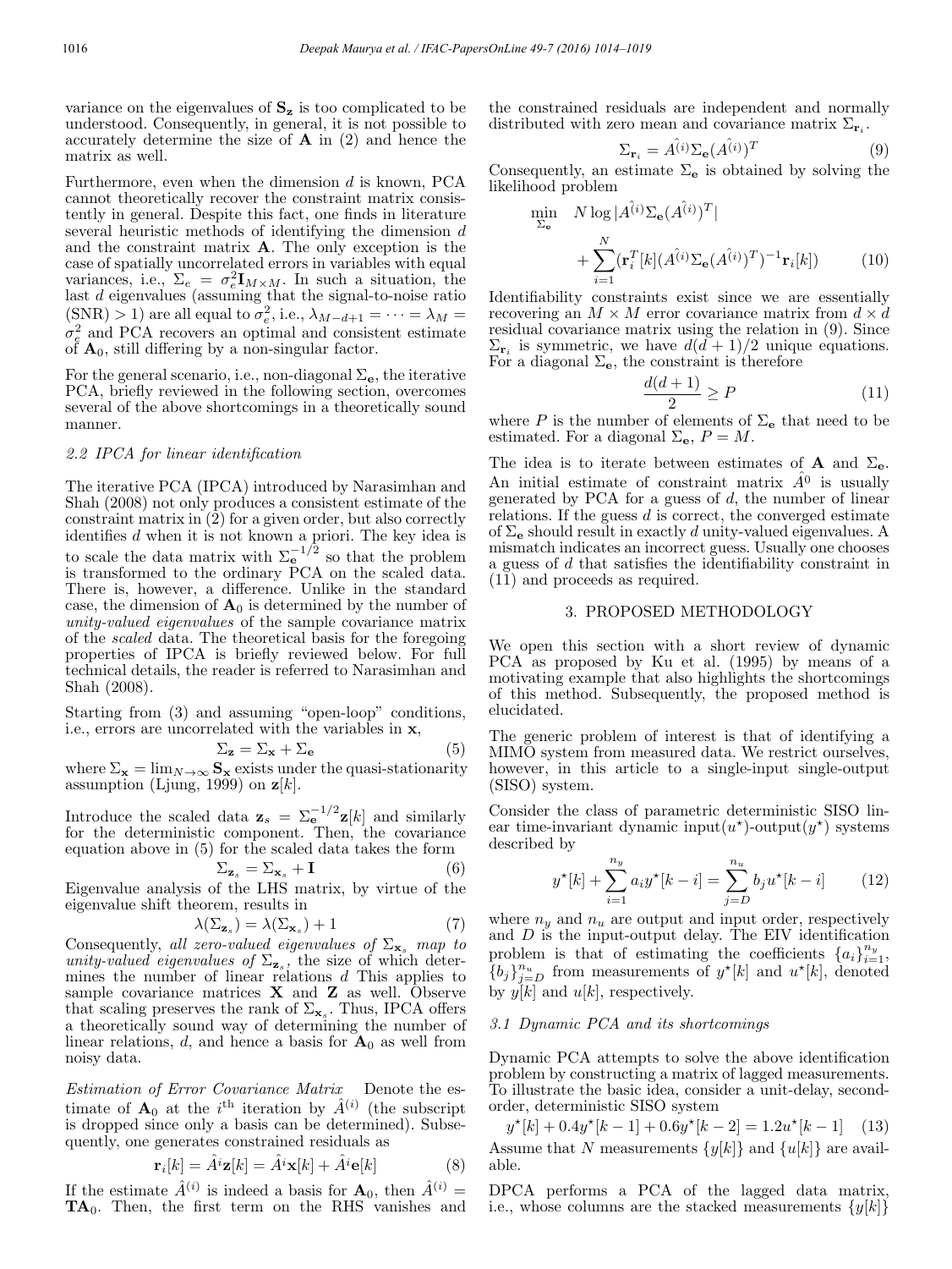variance on the eigenvalues of $\mathbf{S_z}$ is too complicated to be understood. Consequently, in general, it is not possible to accurately determine the size of $\mathbf{A}$ in (2) and hence the matrix as well.

Furthermore, even when the dimension $d$ is known, PCA cannot theoretically recover the constraint matrix consistently in general. Despite this fact, one finds in literature several heuristic methods of identifying the dimension $d$ and the constraint matrix $\mathbf{A}$. The only exception is the case of spatially uncorrelated errors in variables with equal variances, i.e., $\Sigma_e = \sigma_e^2 \mathbf{I}_{M\times M}$. In such a situation, the last $d$ eigenvalues (assuming that the signal-to-noise ratio (SNR) $> 1$) are all equal to $\sigma_e^2$, i.e., $\lambda_{M-d+1} = \cdots = \lambda_M = \sigma_e^2$ and PCA recovers an optimal and consistent estimate of $\mathbf{A}_0$, still differing by a non-singular factor.

For the general scenario, i.e., non-diagonal $\Sigma_\mathbf{e}$, the iterative PCA, briefly reviewed in the following section, overcomes several of the above shortcomings in a theoretically sound manner.

### 2.2 IPCA for linear identification

The iterative PCA (IPCA) introduced by Narasimhan and Shah (2008) not only produces a consistent estimate of the constraint matrix in (2) for a given order, but also correctly identifies $d$ when it is not known a priori. The key idea is to scale the data matrix with $\Sigma_\mathbf{e}^{-1/2}$ so that the problem is transformed to the ordinary PCA on the scaled data. There is, however, a difference. Unlike in the standard case, the dimension of $\mathbf{A}_0$ is determined by the number of *unity-valued eigenvalues* of the sample covariance matrix of the *scaled* data. The theoretical basis for the foregoing properties of IPCA is briefly reviewed below. For full technical details, the reader is referred to Narasimhan and Shah (2008).

Starting from (3) and assuming "open-loop" conditions, i.e., errors are uncorrelated with the variables in $\mathbf{x}$,

$$\Sigma_\mathbf{z} = \Sigma_\mathbf{x} + \Sigma_\mathbf{e} \tag{5}$$

where $\Sigma_\mathbf{x} = \lim_{N\to\infty} \mathbf{S_x}$ exists under the quasi-stationarity assumption (Ljung, 1999) on $\mathbf{z}[k]$.

Introduce the scaled data $\mathbf{z}_s = \Sigma_\mathbf{e}^{-1/2}\mathbf{z}[k]$ and similarly for the deterministic component. Then, the covariance equation above in (5) for the scaled data takes the form

$$\Sigma_{\mathbf{z}_s} = \Sigma_{\mathbf{x}_s} + \mathbf{I} \tag{6}$$

Eigenvalue analysis of the LHS matrix, by virtue of the eigenvalue shift theorem, results in

$$\lambda(\Sigma_{\mathbf{z}_s}) = \lambda(\Sigma_{\mathbf{x}_s}) + 1 \tag{7}$$

Consequently, *all zero-valued eigenvalues of $\Sigma_{\mathbf{x}_s}$ map to unity-valued eigenvalues of $\Sigma_{\mathbf{z}_s}$*, the size of which determines the number of linear relations $d$ This applies to sample covariance matrices $\mathbf{X}$ and $\mathbf{Z}$ as well. Observe that scaling preserves the rank of $\Sigma_{\mathbf{x}_s}$. Thus, IPCA offers a theoretically sound way of determining the number of linear relations, $d$, and hence a basis for $\mathbf{A}_0$ as well from noisy data.

*Estimation of Error Covariance Matrix* Denote the estimate of $\mathbf{A}_0$ at the $i^{\text{th}}$ iteration by $\hat{A}^{(i)}$ (the subscript is dropped since only a basis can be determined). Subsequently, one generates constrained residuals as

$$\mathbf{r}_i[k] = \hat{A}^i\mathbf{z}[k] = \hat{A}^i\mathbf{x}[k] + \hat{A}^i\mathbf{e}[k] \tag{8}$$

If the estimate $\hat{A}^{(i)}$ is indeed a basis for $\mathbf{A}_0$, then $\hat{A}^{(i)} = \mathbf{T}\mathbf{A}_0$. Then, the first term on the RHS vanishes and the constrained residuals are independent and normally distributed with zero mean and covariance matrix $\Sigma_{\mathbf{r}_i}$.

$$\Sigma_{\mathbf{r}_i} = \hat{A^{(i)}}\Sigma_\mathbf{e}(\hat{A^{(i)}})^T \tag{9}$$

Consequently, an estimate $\Sigma_\mathbf{e}$ is obtained by solving the likelihood problem

$$\min_{\Sigma_\mathbf{e}} \quad N \log |\hat{A^{(i)}}\Sigma_\mathbf{e}(\hat{A^{(i)}})^T| + \sum_{i=1}^{N}(\mathbf{r}_i^T[k](\hat{A^{(i)}}\Sigma_\mathbf{e}(\hat{A^{(i)}})^T)^{-1}\mathbf{r}_i[k]) \tag{10}$$

Identifiability constraints exist since we are essentially recovering an $M \times M$ error covariance matrix from $d \times d$ residual covariance matrix using the relation in (9). Since $\Sigma_{\mathbf{r}_i}$ is symmetric, we have $d(d+1)/2$ unique equations. For a diagonal $\Sigma_\mathbf{e}$, the constraint is therefore

$$\frac{d(d+1)}{2} \geq P \tag{11}$$

where $P$ is the number of elements of $\Sigma_\mathbf{e}$ that need to be estimated. For a diagonal $\Sigma_\mathbf{e}$, $P = M$.

The idea is to iterate between estimates of $\mathbf{A}$ and $\Sigma_\mathbf{e}$. An initial estimate of constraint matrix $\hat{A}^0$ is usually generated by PCA for a guess of $d$, the number of linear relations. If the guess $d$ is correct, the converged estimate of $\Sigma_\mathbf{e}$ should result in exactly $d$ unity-valued eigenvalues. A mismatch indicates an incorrect guess. Usually one chooses a guess of $d$ that satisfies the identifiability constraint in (11) and proceeds as required.

## 3. PROPOSED METHODOLOGY

We open this section with a short review of dynamic PCA as proposed by Ku et al. (1995) by means of a motivating example that also highlights the shortcomings of this method. Subsequently, the proposed method is elucidated.

The generic problem of interest is that of identifying a MIMO system from measured data. We restrict ourselves, however, in this article to a single-input single-output (SISO) system.

Consider the class of parametric deterministic SISO linear time-invariant dynamic input($u^\star$)-output($y^\star$) systems described by

$$y^\star[k] + \sum_{i=1}^{n_y} a_i y^\star[k-i] = \sum_{j=D}^{n_u} b_j u^\star[k-i] \tag{12}$$

where $n_y$ and $n_u$ are output and input order, respectively and $D$ is the input-output delay. The EIV identification problem is that of estimating the coefficients $\{a_i\}_{i=1}^{n_y}$, $\{b_j\}_{j=D}^{n_u}$ from measurements of $y^\star[k]$ and $u^\star[k]$, denoted by $y[k]$ and $u[k]$, respectively.

### 3.1 Dynamic PCA and its shortcomings

Dynamic PCA attempts to solve the above identification problem by constructing a matrix of lagged measurements. To illustrate the basic idea, consider a unit-delay, second-order, deterministic SISO system

$$y^\star[k] + 0.4y^\star[k-1] + 0.6y^\star[k-2] = 1.2u^\star[k-1] \tag{13}$$

Assume that $N$ measurements $\{y[k]\}$ and $\{u[k]\}$ are available.

DPCA performs a PCA of the lagged data matrix, i.e., whose columns are the stacked measurements $\{y[k]\}$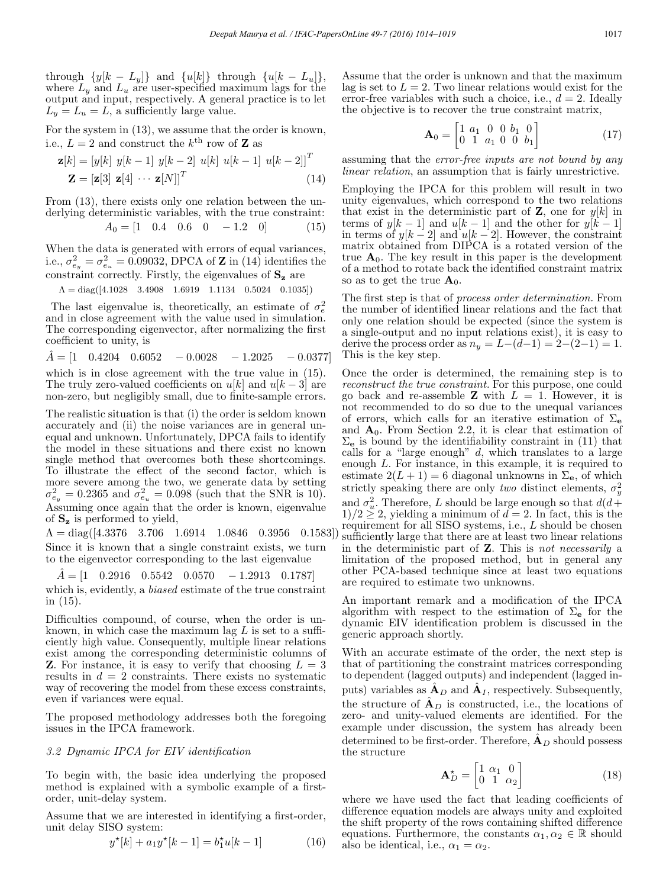through $\{y[k - L_y]\}$ and $\{u[k]\}$ through $\{u[k - L_u]\}$, where $L_y$ and $L_u$ are user-specified maximum lags for the output and input, respectively. A general practice is to let $L_y = L_u = L$, a sufficiently large value.

For the system in (13), we assume that the order is known, i.e., $L = 2$ and construct the $k^{\text{th}}$ row of $\mathbf{Z}$ as

$$\mathbf{z}[k] = [y[k] \ y[k-1] \ y[k-2] \ u[k] \ u[k-1] \ u[k-2]]^T$$
$$\mathbf{Z} = [\mathbf{z}[3] \ \mathbf{z}[4] \ \cdots \ \mathbf{z}[N]]^T \tag{14}$$

From (13), there exists only one relation between the underlying deterministic variables, with the true constraint:

$$A_0 = [1 \quad 0.4 \quad 0.6 \quad 0 \quad -1.2 \quad 0] \tag{15}$$

When the data is generated with errors of equal variances, i.e., $\sigma^2_{e_y} = \sigma^2_{e_u} = 0.09032$, DPCA of $\mathbf{Z}$ in (14) identifies the constraint correctly. Firstly, the eigenvalues of $\mathbf{S_z}$ are

$$\Lambda = \text{diag}([4.1028 \quad 3.4908 \quad 1.6919 \quad 1.1134 \quad 0.5024 \quad 0.1035])$$

The last eigenvalue is, theoretically, an estimate of $\sigma_e^2$ and in close agreement with the value used in simulation. The corresponding eigenvector, after normalizing the first coefficient to unity, is

$$\hat{A} = [1 \quad 0.4204 \quad 0.6052 \quad -0.0028 \quad -1.2025 \quad -0.0377]$$

which is in close agreement with the true value in (15). The truly zero-valued coefficients on $u[k]$ and $u[k-3]$ are non-zero, but negligibly small, due to finite-sample errors.

The realistic situation is that (i) the order is seldom known accurately and (ii) the noise variances are in general unequal and unknown. Unfortunately, DPCA fails to identify the model in these situations and there exist no known single method that overcomes both these shortcomings. To illustrate the effect of the second factor, which is more severe among the two, we generate data by setting $\sigma^2_{e_y} = 0.2365$ and $\sigma^2_{e_u} = 0.098$ (such that the SNR is 10). Assuming once again that the order is known, eigenvalue of $\mathbf{S_z}$ is performed to yield,

$$\Lambda = \text{diag}([4.3376 \quad 3.706 \quad 1.6914 \quad 1.0846 \quad 0.3956 \quad 0.1583])$$

Since it is known that a single constraint exists, we turn to the eigenvector corresponding to the last eigenvalue

$$\hat{A} = [1 \quad 0.2916 \quad 0.5542 \quad 0.0570 \quad -1.2913 \quad 0.1787]$$

which is, evidently, a *biased* estimate of the true constraint in (15).

Difficulties compound, of course, when the order is unknown, in which case the maximum lag $L$ is set to a sufficiently high value. Consequently, multiple linear relations exist among the corresponding deterministic columns of $\mathbf{Z}$. For instance, it is easy to verify that choosing $L = 3$ results in $d = 2$ constraints. There exists no systematic way of recovering the model from these excess constraints, even if variances were equal.

The proposed methodology addresses both the foregoing issues in the IPCA framework.

### 3.2 Dynamic IPCA for EIV identification

To begin with, the basic idea underlying the proposed method is explained with a symbolic example of a first-order, unit-delay system.

Assume that we are interested in identifying a first-order, unit delay SISO system:

$$y^\star[k] + a_1 y^\star[k-1] = b_1^\star u[k-1] \tag{16}$$

Assume that the order is unknown and that the maximum lag is set to $L = 2$. Two linear relations would exist for the error-free variables with such a choice, i.e., $d = 2$. Ideally the objective is to recover the true constraint matrix,

$$\mathbf{A}_0 = \begin{bmatrix} 1 & a_1 & 0 & 0 & b_1 & 0 \\ 0 & 1 & a_1 & 0 & 0 & b_1 \end{bmatrix} \tag{17}$$

assuming that the *error-free inputs are not bound by any linear relation*, an assumption that is fairly unrestrictive.

Employing the IPCA for this problem will result in two unity eigenvalues, which correspond to the two relations that exist in the deterministic part of $\mathbf{Z}$, one for $y[k]$ in terms of $y[k-1]$ and $u[k-1]$ and the other for $y[k-1]$ in terms of $y[k-2]$ and $u[k-2]$. However, the constraint matrix obtained from DIPCA is a rotated version of the true $\mathbf{A}_0$. The key result in this paper is the development of a method to rotate back the identified constraint matrix so as to get the true $\mathbf{A}_0$.

The first step is that of *process order determination*. From the number of identified linear relations and the fact that only one relation should be expected (since the system is a single-output and no input relations exist), it is easy to derive the process order as $n_y = L-(d-1) = 2-(2-1) = 1$. This is the key step.

Once the order is determined, the remaining step is to *reconstruct the true constraint*. For this purpose, one could go back and re-assemble $\mathbf{Z}$ with $L = 1$. However, it is not recommended to do so due to the unequal variances of errors, which calls for an iterative estimation of $\Sigma_\mathbf{e}$ and $\mathbf{A}_0$. From Section 2.2, it is clear that estimation of $\Sigma_\mathbf{e}$ is bound by the identifiability constraint in (11) that calls for a "large enough" $d$, which translates to a large enough $L$. For instance, in this example, it is required to estimate $2(L+1) = 6$ diagonal unknowns in $\Sigma_\mathbf{e}$, of which strictly speaking there are only *two* distinct elements, $\sigma_y^2$ and $\sigma_u^2$. Therefore, $L$ should be large enough so that $d(d+1)/2 \geq 2$, yielding a minimum of $d = 2$. In fact, this is the requirement for all SISO systems, i.e., $L$ should be chosen sufficiently large that there are at least two linear relations in the deterministic part of $\mathbf{Z}$. This is *not necessarily* a limitation of the proposed method, but in general any other PCA-based technique since at least two equations are required to estimate two unknowns.

An important remark and a modification of the IPCA algorithm with respect to the estimation of $\Sigma_\mathbf{e}$ for the dynamic EIV identification problem is discussed in the generic approach shortly.

With an accurate estimate of the order, the next step is that of partitioning the constraint matrices corresponding to dependent (lagged outputs) and independent (lagged inputs) variables as $\hat{\mathbf{A}}_D$ and $\hat{\mathbf{A}}_I$, respectively. Subsequently, the structure of $\hat{\mathbf{A}}_D$ is constructed, i.e., the locations of zero- and unity-valued elements are identified. For the example under discussion, the system has already been determined to be first-order. Therefore, $\hat{\mathbf{A}}_D$ should possess the structure

$$\mathbf{A}_D^\star = \begin{bmatrix} 1 & \alpha_1 & 0 \\ 0 & 1 & \alpha_2 \end{bmatrix} \tag{18}$$

where we have used the fact that leading coefficients of difference equation models are always unity and exploited the shift property of the rows containing shifted difference equations. Furthermore, the constants $\alpha_1, \alpha_2 \in \mathbb{R}$ should also be identical, i.e., $\alpha_1 = \alpha_2$.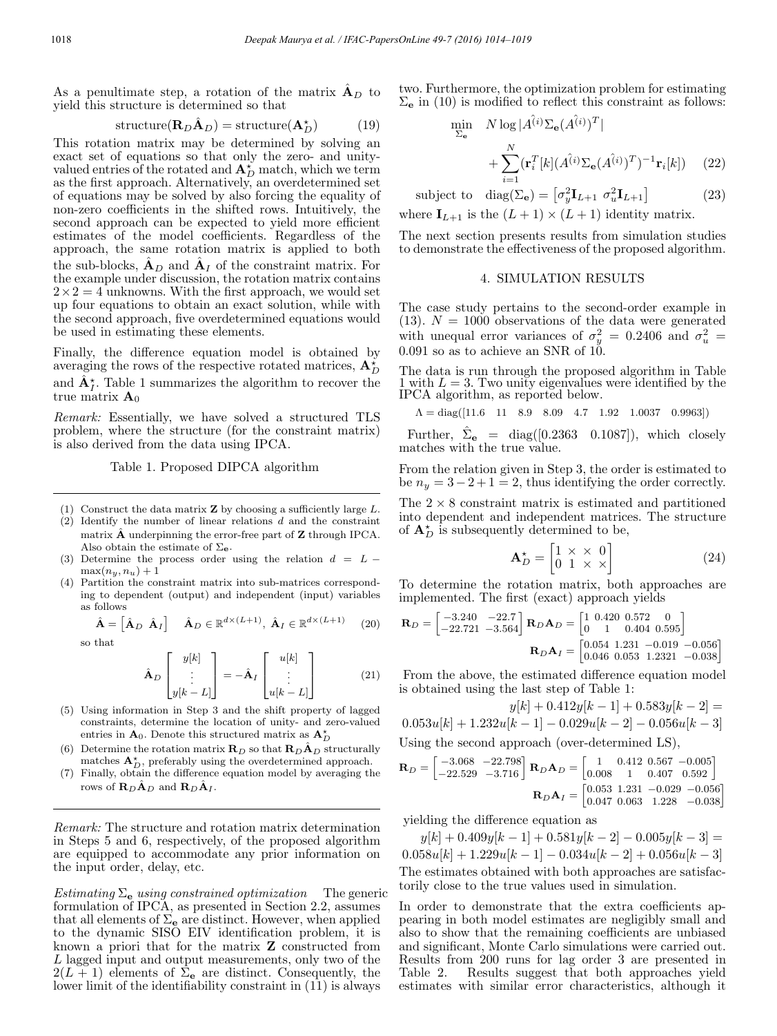As a penultimate step, a rotation of the matrix $\hat{\mathbf{A}}_D$ to yield this structure is determined so that

$$\text{structure}(\mathbf{R}_D\hat{\mathbf{A}}_D) = \text{structure}(\mathbf{A}_D^\star) \tag{19}$$

This rotation matrix may be determined by solving an exact set of equations so that only the zero- and unity-valued entries of the rotated and $\mathbf{A}_D^\star$ match, which we term as the first approach. Alternatively, an overdetermined set of equations may be solved by also forcing the equality of non-zero coefficients in the shifted rows. Intuitively, the second approach can be expected to yield more efficient estimates of the model coefficients. Regardless of the approach, the same rotation matrix is applied to both the sub-blocks, $\hat{\mathbf{A}}_D$ and $\hat{\mathbf{A}}_I$ of the constraint matrix. For the example under discussion, the rotation matrix contains $2 \times 2 = 4$ unknowns. With the first approach, we would set up four equations to obtain an exact solution, while with the second approach, five overdetermined equations would be used in estimating these elements.

Finally, the difference equation model is obtained by averaging the rows of the respective rotated matrices, $\mathbf{A}_D^\star$ and $\hat{\mathbf{A}}_I^\star$. Table 1 summarizes the algorithm to recover the true matrix $\mathbf{A}_0$

*Remark:* Essentially, we have solved a structured TLS problem, where the structure (for the constraint matrix) is also derived from the data using IPCA.

Table 1. Proposed DIPCA algorithm

1. Construct the data matrix $\mathbf{Z}$ by choosing a sufficiently large $L$.
2. Identify the number of linear relations $d$ and the constraint matrix $\hat{\mathbf{A}}$ underpinning the error-free part of $\mathbf{Z}$ through IPCA. Also obtain the estimate of $\Sigma_\mathbf{e}$.
3. Determine the process order using the relation $d = L - \max(n_y, n_u) + 1$
4. Partition the constraint matrix into sub-matrices corresponding to dependent (output) and independent (input) variables as follows

$$\hat{\mathbf{A}} = \begin{bmatrix}\hat{\mathbf{A}}_D & \hat{\mathbf{A}}_I\end{bmatrix} \quad \hat{\mathbf{A}}_D \in \mathbb{R}^{d\times(L+1)},\ \hat{\mathbf{A}}_I \in \mathbb{R}^{d\times(L+1)} \tag{20}$$

so that

$$\hat{\mathbf{A}}_D \begin{bmatrix} y[k] \\ \vdots \\ y[k-L]\end{bmatrix} = -\hat{\mathbf{A}}_I \begin{bmatrix} u[k] \\ \vdots \\ u[k-L]\end{bmatrix} \tag{21}$$

5. Using information in Step 3 and the shift property of lagged constraints, determine the location of unity- and zero-valued entries in $\mathbf{A}_0$. Denote this structured matrix as $\mathbf{A}_D^\star$
6. Determine the rotation matrix $\mathbf{R}_D$ so that $\mathbf{R}_D\hat{\mathbf{A}}_D$ structurally matches $\mathbf{A}_D^\star$, preferably using the overdetermined approach.
7. Finally, obtain the difference equation model by averaging the rows of $\mathbf{R}_D\hat{\mathbf{A}}_D$ and $\mathbf{R}_D\hat{\mathbf{A}}_I$.

*Remark:* The structure and rotation matrix determination in Steps 5 and 6, respectively, of the proposed algorithm are equipped to accommodate any prior information on the input order, delay, etc.

*Estimating $\Sigma_\mathbf{e}$ using constrained optimization* The generic formulation of IPCA, as presented in Section 2.2, assumes that all elements of $\Sigma_\mathbf{e}$ are distinct. However, when applied to the dynamic SISO EIV identification problem, it is known a priori that for the matrix $\mathbf{Z}$ constructed from $L$ lagged input and output measurements, only two of the $2(L+1)$ elements of $\Sigma_\mathbf{e}$ are distinct. Consequently, the lower limit of the identifiability constraint in (11) is always two. Furthermore, the optimization problem for estimating $\Sigma_\mathbf{e}$ in (10) is modified to reflect this constraint as follows:

$$\min_{\Sigma_\mathbf{e}} \quad N \log |\hat{A^{(i)}}\Sigma_\mathbf{e}(\hat{A^{(i)}})^T| + \sum_{i=1}^{N}(\mathbf{r}_i^T[k](\hat{A^{(i)}}\Sigma_\mathbf{e}(\hat{A^{(i)}})^T)^{-1}\mathbf{r}_i[k]) \tag{22}$$

$$\text{subject to} \quad \text{diag}(\Sigma_\mathbf{e}) = \begin{bmatrix}\sigma_y^2\mathbf{I}_{L+1} & \sigma_u^2\mathbf{I}_{L+1}\end{bmatrix} \tag{23}$$

where $\mathbf{I}_{L+1}$ is the $(L+1)\times(L+1)$ identity matrix.

The next section presents results from simulation studies to demonstrate the effectiveness of the proposed algorithm.

## 4. SIMULATION RESULTS

The case study pertains to the second-order example in (13). $N = 1000$ observations of the data were generated with unequal error variances of $\sigma_y^2 = 0.2406$ and $\sigma_u^2 = 0.091$ so as to achieve an SNR of 10.

The data is run through the proposed algorithm in Table 1 with $L = 3$. Two unity eigenvalues were identified by the IPCA algorithm, as reported below.

$$\Lambda = \text{diag}([11.6 \quad 11 \quad 8.9 \quad 8.09 \quad 4.7 \quad 1.92 \quad 1.0037 \quad 0.9963])$$

Further, $\hat{\Sigma}_\mathbf{e} = \text{diag}([0.2363 \quad 0.1087])$, which closely matches with the true value.

From the relation given in Step 3, the order is estimated to be $n_y = 3 - 2 + 1 = 2$, thus identifying the order correctly.

The $2 \times 8$ constraint matrix is estimated and partitioned into dependent and independent matrices. The structure of $\mathbf{A}_D^\star$ is subsequently determined to be,

$$\mathbf{A}_D^\star = \begin{bmatrix} 1 & \times & \times & 0 \\ 0 & 1 & \times & \times \end{bmatrix} \tag{24}$$

To determine the rotation matrix, both approaches are implemented. The first (exact) approach yields

$$\mathbf{R}_D = \begin{bmatrix} -3.240 & -22.7 \\ -22.721 & -3.564 \end{bmatrix} \mathbf{R}_D\mathbf{A}_D = \begin{bmatrix} 1 & 0.420 & 0.572 & 0 \\ 0 & 1 & 0.404 & 0.595 \end{bmatrix}$$

$$\mathbf{R}_D\mathbf{A}_I = \begin{bmatrix} 0.054 & 1.231 & -0.019 & -0.056 \\ 0.046 & 0.053 & 1.2321 & -0.038 \end{bmatrix}$$

From the above, the estimated difference equation model is obtained using the last step of Table 1:

$$y[k] + 0.412y[k-1] + 0.583y[k-2] = 0.053u[k] + 1.232u[k-1] - 0.029u[k-2] - 0.056u[k-3]$$

Using the second approach (over-determined LS),

$$\mathbf{R}_D = \begin{bmatrix} -3.068 & -22.798 \\ -22.529 & -3.716 \end{bmatrix} \mathbf{R}_D\mathbf{A}_D = \begin{bmatrix} 1 & 0.412 & 0.567 & -0.005 \\ 0.008 & 1 & 0.407 & 0.592 \end{bmatrix}$$

$$\mathbf{R}_D\mathbf{A}_I = \begin{bmatrix} 0.053 & 1.231 & -0.029 & -0.056 \\ 0.047 & 0.063 & 1.228 & -0.038 \end{bmatrix}$$

yielding the difference equation as

$$y[k] + 0.409y[k-1] + 0.581y[k-2] - 0.005y[k-3] = 0.058u[k] + 1.229u[k-1] - 0.034u[k-2] + 0.056u[k-3]$$

The estimates obtained with both approaches are satisfactorily close to the true values used in simulation.

In order to demonstrate that the extra coefficients appearing in both model estimates are negligibly small and also to show that the remaining coefficients are unbiased and significant, Monte Carlo simulations were carried out. Results from 200 runs for lag order 3 are presented in Table 2. Results suggest that both approaches yield estimates with similar error characteristics, although it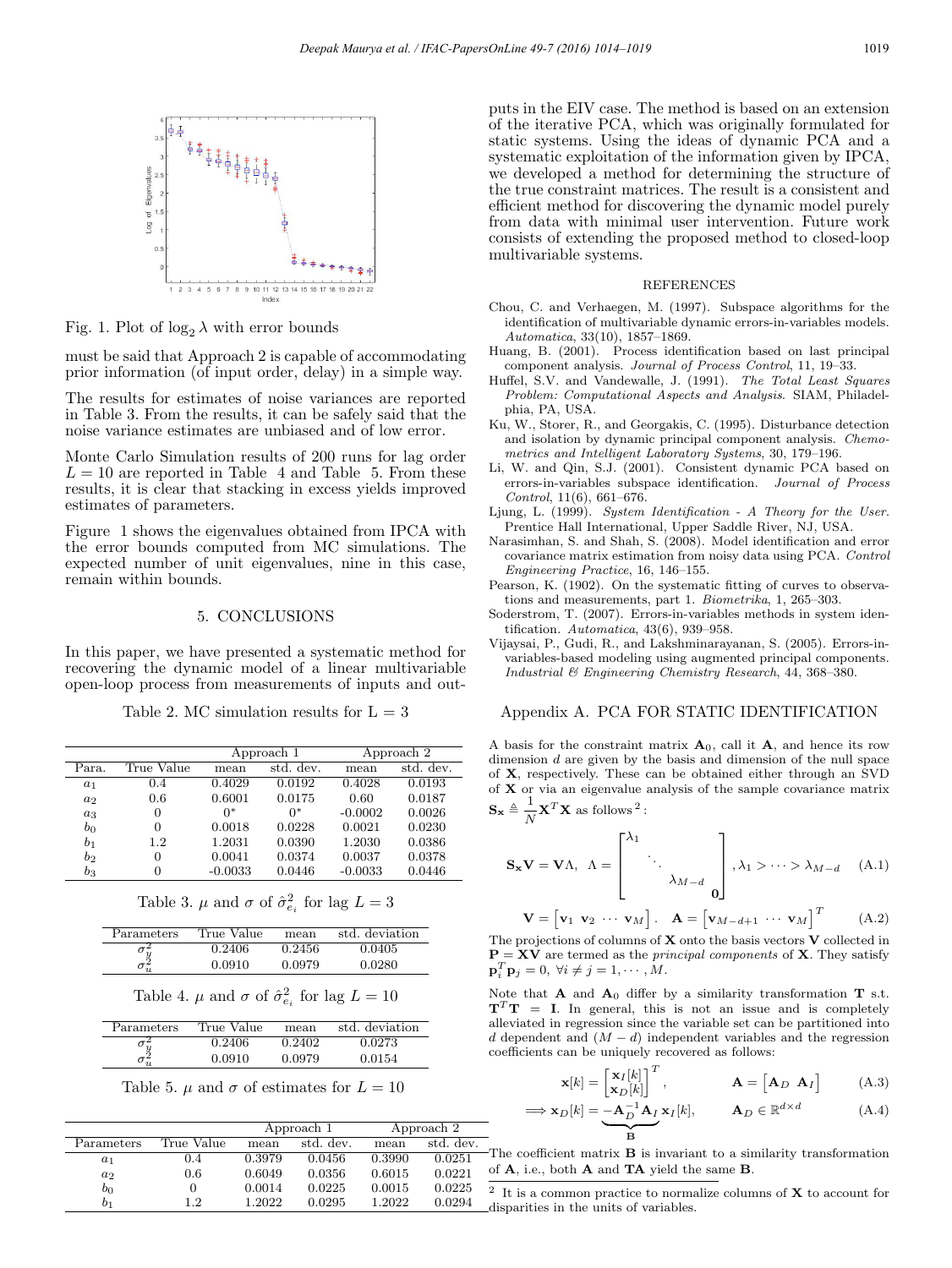Log of Eigenvalues

4
3.5
3
2.5
2
1.5
1
0.5
0

1 2 3 4 5 6 7 8 9 10 11 12 13 14 15 16 17 18 19 20 21 22

Index

Fig. 1. Plot of $\log_2 \lambda$ with error bounds

must be said that Approach 2 is capable of accommodating prior information (of input order, delay) in a simple way.

The results for estimates of noise variances are reported in Table 3. From the results, it can be safely said that the noise variance estimates are unbiased and of low error.

Monte Carlo Simulation results of 200 runs for lag order $L = 10$ are reported in Table 4 and Table 5. From these results, it is clear that stacking in excess yields improved estimates of parameters.

Figure 1 shows the eigenvalues obtained from IPCA with the error bounds computed from MC simulations. The expected number of unit eigenvalues, nine in this case, remain within bounds.

## 5. CONCLUSIONS

In this paper, we have presented a systematic method for recovering the dynamic model of a linear multivariable open-loop process from measurements of inputs and outputs in the EIV case. The method is based on an extension of the iterative PCA, which was originally formulated for static systems. Using the ideas of dynamic PCA and a systematic exploitation of the information given by IPCA, we developed a method for determining the structure of the true constraint matrices. The result is a consistent and efficient method for discovering the dynamic model purely from data with minimal user intervention. Future work consists of extending the proposed method to closed-loop multivariable systems.

Table 2. MC simulation results for L = 3

| | | Approach 1 | | Approach 2 | |
|---|---|---|---|---|---|
| Para. | True Value | mean | std. dev. | mean | std. dev. |
| $a_1$ | 0.4 | 0.4029 | 0.0192 | 0.4028 | 0.0193 |
| $a_2$ | 0.6 | 0.6001 | 0.0175 | 0.60 | 0.0187 |
| $a_3$ | 0 | 0* | 0* | -0.0002 | 0.0026 |
| $b_0$ | 0 | 0.0018 | 0.0228 | 0.0021 | 0.0230 |
| $b_1$ | 1.2 | 1.2031 | 0.0390 | 1.2030 | 0.0386 |
| $b_2$ | 0 | 0.0041 | 0.0374 | 0.0037 | 0.0378 |
| $b_3$ | 0 | -0.0033 | 0.0446 | -0.0033 | 0.0446 |

Table 3. $\mu$ and $\sigma$ of $\hat{\sigma}^2_{e_i}$ for lag $L = 3$

| Parameters | True Value | mean | std. deviation |
|---|---|---|---|
| $\sigma_y^2$ | 0.2406 | 0.2456 | 0.0405 |
| $\sigma_u^2$ | 0.0910 | 0.0979 | 0.0280 |

Table 4. $\mu$ and $\sigma$ of $\hat{\sigma}^2_{e_i}$ for lag $L = 10$

| Parameters | True Value | mean | std. deviation |
|---|---|---|---|
| $\sigma_y^2$ | 0.2406 | 0.2402 | 0.0273 |
| $\sigma_u^2$ | 0.0910 | 0.0979 | 0.0154 |

Table 5. $\mu$ and $\sigma$ of estimates for $L = 10$

| | | Approach 1 | | Approach 2 | |
|---|---|---|---|---|---|
| Parameters | True Value | mean | std. dev. | mean | std. dev. |
| $a_1$ | 0.4 | 0.3979 | 0.0456 | 0.3990 | 0.0251 |
| $a_2$ | 0.6 | 0.6049 | 0.0356 | 0.6015 | 0.0221 |
| $b_0$ | 0 | 0.0014 | 0.0225 | 0.0015 | 0.0225 |
| $b_1$ | 1.2 | 1.2022 | 0.0295 | 1.2022 | 0.0294 |

## REFERENCES

Chou, C. and Verhaegen, M. (1997). Subspace algorithms for the identification of multivariable dynamic errors-in-variables models. *Automatica*, 33(10), 1857–1869.

Huang, B. (2001). Process identification based on last principal component analysis. *Journal of Process Control*, 11, 19–33.

Huffel, S.V. and Vandewalle, J. (1991). *The Total Least Squares Problem: Computational Aspects and Analysis*. SIAM, Philadelphia, PA, USA.

Ku, W., Storer, R., and Georgakis, C. (1995). Disturbance detection and isolation by dynamic principal component analysis. *Chemometrics and Intelligent Laboratory Systems*, 30, 179–196.

Li, W. and Qin, S.J. (2001). Consistent dynamic PCA based on errors-in-variables subspace identification. *Journal of Process Control*, 11(6), 661–676.

Ljung, L. (1999). *System Identification - A Theory for the User*. Prentice Hall International, Upper Saddle River, NJ, USA.

Narasimhan, S. and Shah, S. (2008). Model identification and error covariance matrix estimation from noisy data using PCA. *Control Engineering Practice*, 16, 146–155.

Pearson, K. (1902). On the systematic fitting of curves to observations and measurements, part 1. *Biometrika*, 1, 265–303.

Soderstrom, T. (2007). Errors-in-variables methods in system identification. *Automatica*, 43(6), 939–958.

Vijaysai, P., Gudi, R., and Lakshminarayanan, S. (2005). Errors-in-variables-based modeling using augmented principal components. *Industrial & Engineering Chemistry Research*, 44, 368–380.

## Appendix A. PCA FOR STATIC IDENTIFICATION

A basis for the constraint matrix $\mathbf{A}_0$, call it $\mathbf{A}$, and hence its row dimension $d$ are given by the basis and dimension of the null space of $\mathbf{X}$, respectively. These can be obtained either through an SVD of $\mathbf{X}$ or via an eigenvalue analysis of the sample covariance matrix $\mathbf{S_x} \triangleq \frac{1}{N}\mathbf{X}^T\mathbf{X}$ as follows [2]:

$$\mathbf{S_x V} = \mathbf{V}\Lambda, \;\; \Lambda = \begin{bmatrix} \lambda_1 & & & \\ & \ddots & & \\ & & \lambda_{M-d} & \\ & & & \mathbf{0} \end{bmatrix}, \lambda_1 > \cdots > \lambda_{M-d} \quad \text{(A.1)}$$

$$\mathbf{V} = \begin{bmatrix} \mathbf{v}_1 & \mathbf{v}_2 & \cdots & \mathbf{v}_M \end{bmatrix}. \quad \mathbf{A} = \begin{bmatrix} \mathbf{v}_{M-d+1} & \cdots & \mathbf{v}_M \end{bmatrix}^T \quad \text{(A.2)}$$

The projections of columns of $\mathbf{X}$ onto the basis vectors $\mathbf{V}$ collected in $\mathbf{P} = \mathbf{XV}$ are termed as the *principal components* of $\mathbf{X}$. They satisfy $\mathbf{p}_i^T\mathbf{p}_j = 0, \; \forall i \neq j = 1, \cdots, M$.

Note that $\mathbf{A}$ and $\mathbf{A}_0$ differ by a similarity transformation $\mathbf{T}$ s.t. $\mathbf{T}^T\mathbf{T} = \mathbf{I}$. In general, this is not an issue and is completely alleviated in regression since the variable set can be partitioned into $d$ dependent and $(M-d)$ independent variables and the regression coefficients can be uniquely recovered as follows:

$$\mathbf{x}[k] = \begin{bmatrix} \mathbf{x}_I[k] \\ \mathbf{x}_D[k] \end{bmatrix}^T, \qquad \mathbf{A} = \begin{bmatrix} \mathbf{A}_D & \mathbf{A}_I \end{bmatrix} \quad \text{(A.3)}$$

$$\implies \mathbf{x}_D[k] = \underbrace{-\mathbf{A}_D^{-1}\mathbf{A}_I}_{\mathbf{B}}\mathbf{x}_I[k], \qquad \mathbf{A}_D \in \mathbb{R}^{d\times d} \quad \text{(A.4)}$$

The coefficient matrix $\mathbf{B}$ is invariant to a similarity transformation of $\mathbf{A}$, i.e., both $\mathbf{A}$ and $\mathbf{TA}$ yield the same $\mathbf{B}$.

[2] It is a common practice to normalize columns of $\mathbf{X}$ to account for disparities in the units of variables.